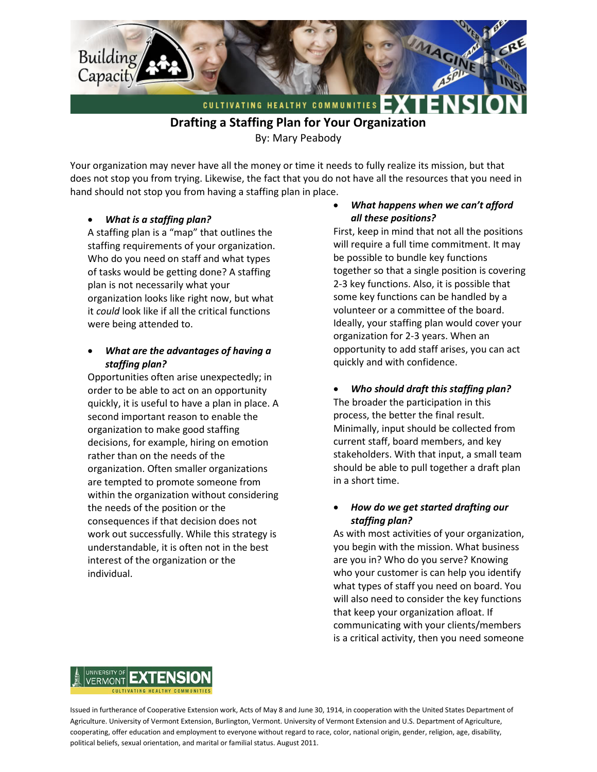# Drafting a Staffing Plan for Your Organization

By: Mary Peabody

Your organization may never have all the money or time it needs to fully realize its mission, but that does not stop you from trying. Likewise, the fact that you do not have all the resources that you need in hand should not stop you from having a staffing plan in place.

- ***What is a staffing plan?***

A staffing plan is a "map" that outlines the staffing requirements of your organization. Who do you need on staff and what types of tasks would be getting done? A staffing plan is not necessarily what your organization looks like right now, but what it *could* look like if all the critical functions were being attended to.

- ***What are the advantages of having a staffing plan?***

Opportunities often arise unexpectedly; in order to be able to act on an opportunity quickly, it is useful to have a plan in place. A second important reason to enable the organization to make good staffing decisions, for example, hiring on emotion rather than on the needs of the organization. Often smaller organizations are tempted to promote someone from within the organization without considering the needs of the position or the consequences if that decision does not work out successfully. While this strategy is understandable, it is often not in the best interest of the organization or the individual.

- ***What happens when we can't afford all these positions?***

First, keep in mind that not all the positions will require a full time commitment. It may be possible to bundle key functions together so that a single position is covering 2-3 key functions. Also, it is possible that some key functions can be handled by a volunteer or a committee of the board. Ideally, your staffing plan would cover your organization for 2-3 years. When an opportunity to add staff arises, you can act quickly and with confidence.

- ***Who should draft this staffing plan?***

The broader the participation in this process, the better the final result. Minimally, input should be collected from current staff, board members, and key stakeholders. With that input, a small team should be able to pull together a draft plan in a short time.

- ***How do we get started drafting our staffing plan?***

As with most activities of your organization, you begin with the mission. What business are you in? Who do you serve? Knowing who your customer is can help you identify what types of staff you need on board. You will also need to consider the key functions that keep your organization afloat. If communicating with your clients/members is a critical activity, then you need someone

Issued in furtherance of Cooperative Extension work, Acts of May 8 and June 30, 1914, in cooperation with the United States Department of Agriculture. University of Vermont Extension, Burlington, Vermont. University of Vermont Extension and U.S. Department of Agriculture, cooperating, offer education and employment to everyone without regard to race, color, national origin, gender, religion, age, disability, political beliefs, sexual orientation, and marital or familial status. August 2011.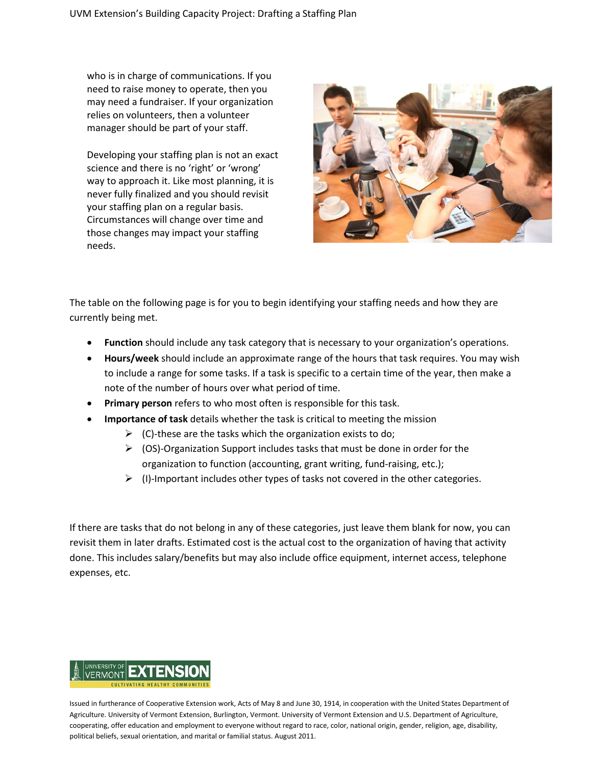who is in charge of communications. If you need to raise money to operate, then you may need a fundraiser. If your organization relies on volunteers, then a volunteer manager should be part of your staff.

Developing your staffing plan is not an exact science and there is no 'right' or 'wrong' way to approach it. Like most planning, it is never fully finalized and you should revisit your staffing plan on a regular basis. Circumstances will change over time and those changes may impact your staffing needs.

The table on the following page is for you to begin identifying your staffing needs and how they are currently being met.

- **Function** should include any task category that is necessary to your organization's operations.
- **Hours/week** should include an approximate range of the hours that task requires. You may wish to include a range for some tasks. If a task is specific to a certain time of the year, then make a note of the number of hours over what period of time.
- **Primary person** refers to who most often is responsible for this task.
- **Importance of task** details whether the task is critical to meeting the mission
    - (C)-these are the tasks which the organization exists to do;
    - (OS)-Organization Support includes tasks that must be done in order for the organization to function (accounting, grant writing, fund-raising, etc.);
    - (I)-Important includes other types of tasks not covered in the other categories.

If there are tasks that do not belong in any of these categories, just leave them blank for now, you can revisit them in later drafts. Estimated cost is the actual cost to the organization of having that activity done. This includes salary/benefits but may also include office equipment, internet access, telephone expenses, etc.

Issued in furtherance of Cooperative Extension work, Acts of May 8 and June 30, 1914, in cooperation with the United States Department of Agriculture. University of Vermont Extension, Burlington, Vermont. University of Vermont Extension and U.S. Department of Agriculture, cooperating, offer education and employment to everyone without regard to race, color, national origin, gender, religion, age, disability, political beliefs, sexual orientation, and marital or familial status. August 2011.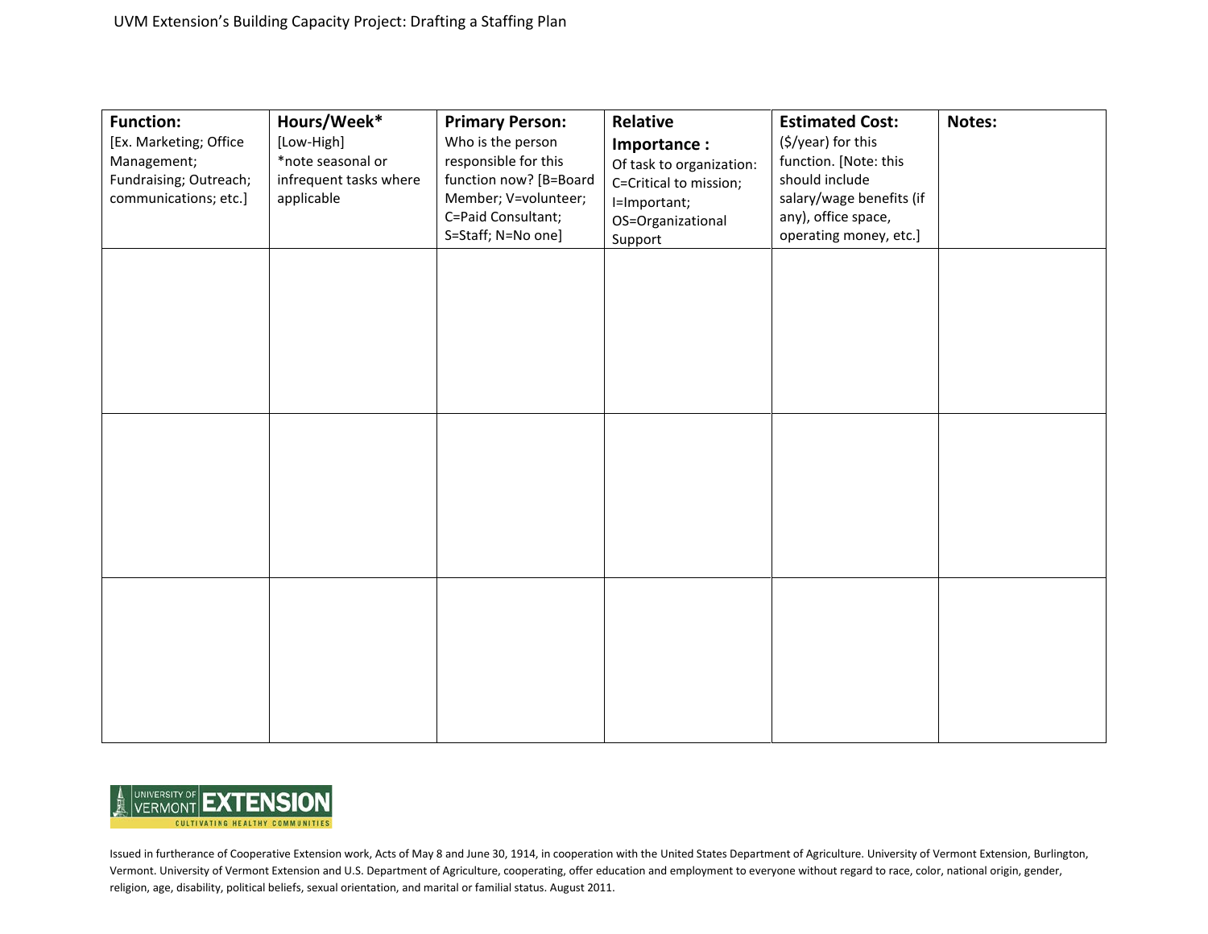UVM Extension's Building Capacity Project: Drafting a Staffing Plan

| **Function:** [Ex. Marketing; Office Management; Fundraising; Outreach; communications; etc.] | **Hours/Week*** [Low-High] *note seasonal or infrequent tasks where applicable | **Primary Person:** Who is the person responsible for this function now? [B=Board Member; V=volunteer; C=Paid Consultant; S=Staff; N=No one] | **Relative Importance :** Of task to organization: C=Critical to mission; I=Important; OS=Organizational Support | **Estimated Cost:** ($/year) for this function. [Note: this should include salary/wage benefits (if any), office space, operating money, etc.] | **Notes:** |
|---|---|---|---|---|---|
| | | | | | |
| | | | | | |
| | | | | | |

UNIVERSITY OF VERMONT EXTENSION
CULTIVATING HEALTHY COMMUNITIES

Issued in furtherance of Cooperative Extension work, Acts of May 8 and June 30, 1914, in cooperation with the United States Department of Agriculture. University of Vermont Extension, Burlington, Vermont. University of Vermont Extension and U.S. Department of Agriculture, cooperating, offer education and employment to everyone without regard to race, color, national origin, gender, religion, age, disability, political beliefs, sexual orientation, and marital or familial status. August 2011.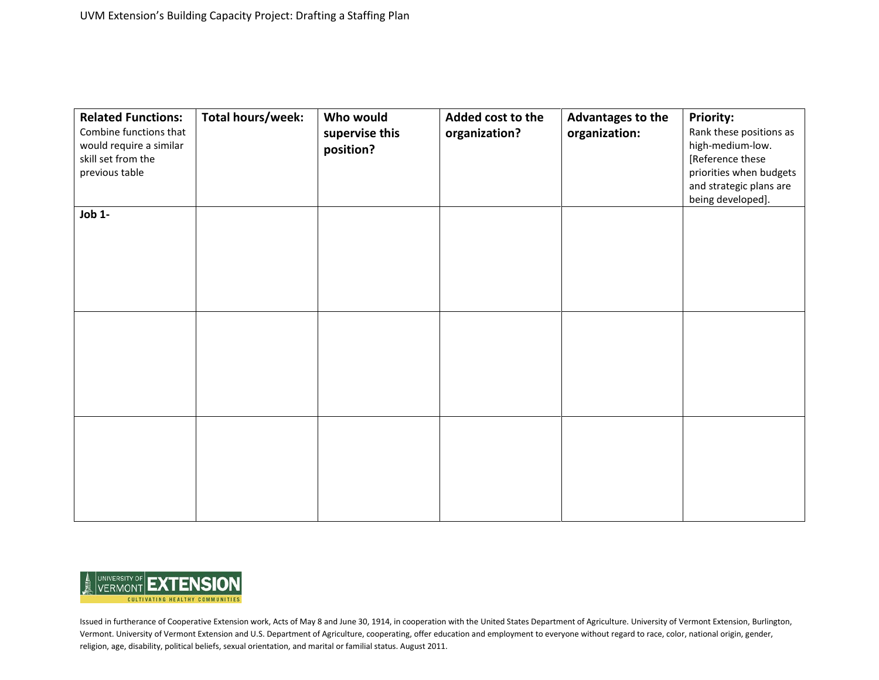| **Related Functions:** Combine functions that would require a similar skill set from the previous table | **Total hours/week:** | **Who would supervise this position?** | **Added cost to the organization?** | **Advantages to the organization:** | **Priority:** Rank these positions as high-medium-low. [Reference these priorities when budgets and strategic plans are being developed]. |
|---|---|---|---|---|---|
| **Job 1-** | | | | | |
| | | | | | |
| | | | | | |

Issued in furtherance of Cooperative Extension work, Acts of May 8 and June 30, 1914, in cooperation with the United States Department of Agriculture. University of Vermont Extension, Burlington, Vermont. University of Vermont Extension and U.S. Department of Agriculture, cooperating, offer education and employment to everyone without regard to race, color, national origin, gender, religion, age, disability, political beliefs, sexual orientation, and marital or familial status. August 2011.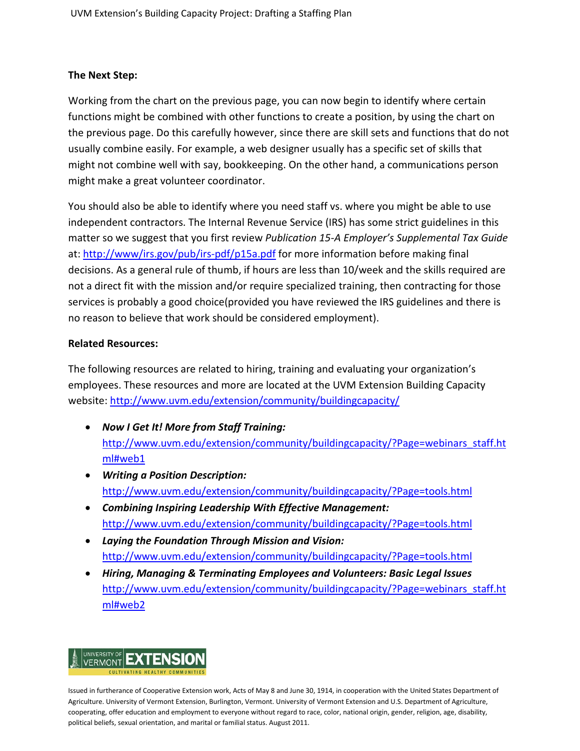**The Next Step:**

Working from the chart on the previous page, you can now begin to identify where certain functions might be combined with other functions to create a position, by using the chart on the previous page. Do this carefully however, since there are skill sets and functions that do not usually combine easily. For example, a web designer usually has a specific set of skills that might not combine well with say, bookkeeping. On the other hand, a communications person might make a great volunteer coordinator.

You should also be able to identify where you need staff vs. where you might be able to use independent contractors. The Internal Revenue Service (IRS) has some strict guidelines in this matter so we suggest that you first review *Publication 15-A Employer's Supplemental Tax Guide* at: http://www/irs.gov/pub/irs-pdf/p15a.pdf for more information before making final decisions. As a general rule of thumb, if hours are less than 10/week and the skills required are not a direct fit with the mission and/or require specialized training, then contracting for those services is probably a good choice(provided you have reviewed the IRS guidelines and there is no reason to believe that work should be considered employment).

**Related Resources:**

The following resources are related to hiring, training and evaluating your organization's employees. These resources and more are located at the UVM Extension Building Capacity website: http://www.uvm.edu/extension/community/buildingcapacity/

- ***Now I Get It! More from Staff Training:*** http://www.uvm.edu/extension/community/buildingcapacity/?Page=webinars_staff.html#web1
- ***Writing a Position Description:*** http://www.uvm.edu/extension/community/buildingcapacity/?Page=tools.html
- ***Combining Inspiring Leadership With Effective Management:*** http://www.uvm.edu/extension/community/buildingcapacity/?Page=tools.html
- ***Laying the Foundation Through Mission and Vision:*** http://www.uvm.edu/extension/community/buildingcapacity/?Page=tools.html
- ***Hiring, Managing & Terminating Employees and Volunteers: Basic Legal Issues*** http://www.uvm.edu/extension/community/buildingcapacity/?Page=webinars_staff.html#web2

UNIVERSITY OF VERMONT EXTENSION
CULTIVATING HEALTHY COMMUNITIES

Issued in furtherance of Cooperative Extension work, Acts of May 8 and June 30, 1914, in cooperation with the United States Department of Agriculture. University of Vermont Extension, Burlington, Vermont. University of Vermont Extension and U.S. Department of Agriculture, cooperating, offer education and employment to everyone without regard to race, color, national origin, gender, religion, age, disability, political beliefs, sexual orientation, and marital or familial status. August 2011.